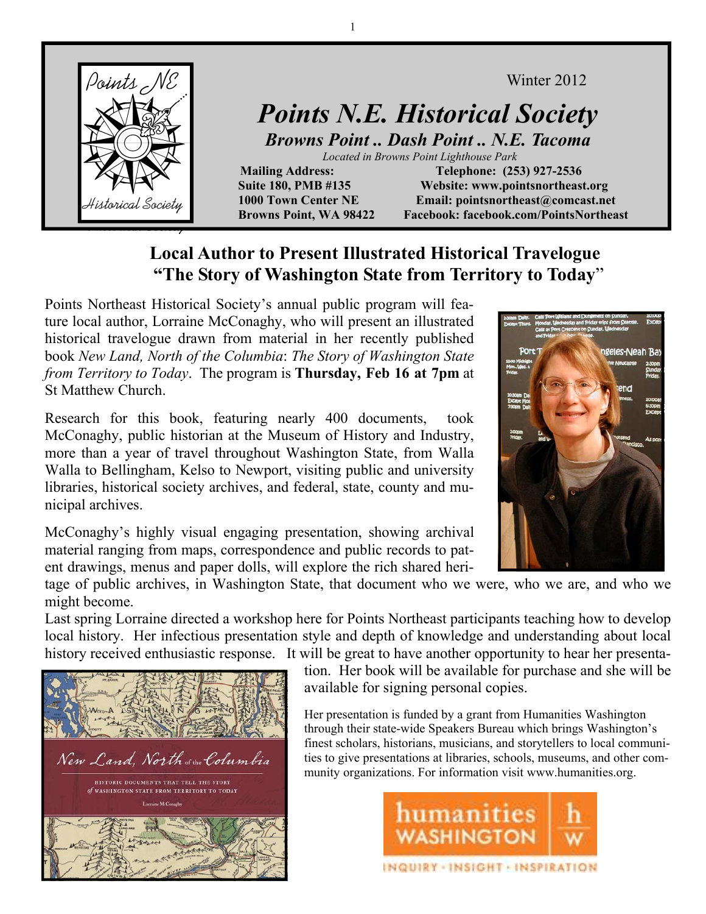Winter 2012

# *Points N.E. Historical Society*

## *Browns Point .. Dash Point .. N.E. Tacoma*

*Located in Browns Point Lighthouse Park*

**Mailing Address:**
**Suite 180, PMB #135**
**1000 Town Center NE**
**Browns Point, WA 98422**

**Telephone: (253) 927-2536**
**Website: www.pointsnortheast.org**
**Email: pointsnortheast@comcast.net**
**Facebook: facebook.com/PointsNortheast**

## Local Author to Present Illustrated Historical Travelogue "The Story of Washington State from Territory to Today"

Points Northeast Historical Society's annual public program will feature local author, Lorraine McConaghy, who will present an illustrated historical travelogue drawn from material in her recently published book *New Land, North of the Columbia*: *The Story of Washington State from Territory to Today*. The program is **Thursday, Feb 16 at 7pm** at St Matthew Church.

Research for this book, featuring nearly 400 documents, took McConaghy, public historian at the Museum of History and Industry, more than a year of travel throughout Washington State, from Walla Walla to Bellingham, Kelso to Newport, visiting public and university libraries, historical society archives, and federal, state, county and municipal archives.

McConaghy's highly visual engaging presentation, showing archival material ranging from maps, correspondence and public records to patent drawings, menus and paper dolls, will explore the rich shared heritage of public archives, in Washington State, that document who we were, who we are, and who we might become.

Last spring Lorraine directed a workshop here for Points Northeast participants teaching how to develop local history. Her infectious presentation style and depth of knowledge and understanding about local history received enthusiastic response. It will be great to have another opportunity to hear her presentation. Her book will be available for purchase and she will be available for signing personal copies.

Her presentation is funded by a grant from Humanities Washington through their state-wide Speakers Bureau which brings Washington's finest scholars, historians, musicians, and storytellers to local communities to give presentations at libraries, schools, museums, and other community organizations. For information visit www.humanities.org.

humanities WASHINGTON
INQUIRY · INSIGHT · INSPIRATION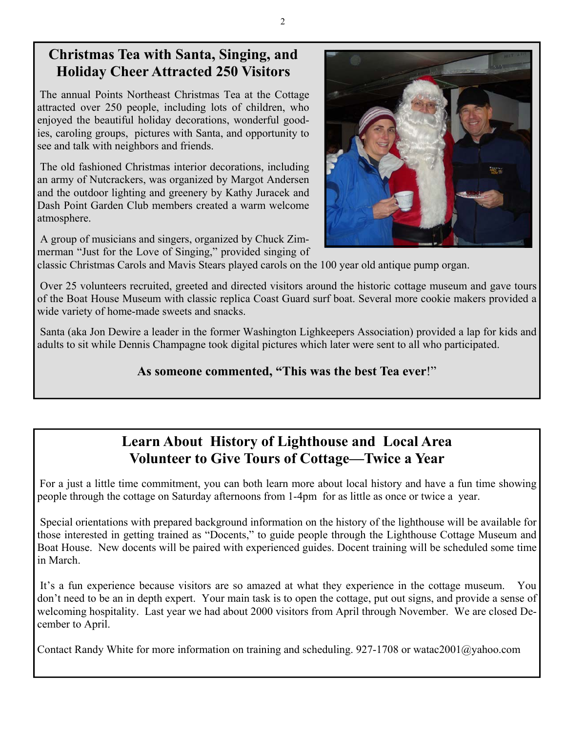## Christmas Tea with Santa, Singing, and Holiday Cheer Attracted 250 Visitors

The annual Points Northeast Christmas Tea at the Cottage attracted over 250 people, including lots of children, who enjoyed the beautiful holiday decorations, wonderful goodies, caroling groups, pictures with Santa, and opportunity to see and talk with neighbors and friends.

The old fashioned Christmas interior decorations, including an army of Nutcrackers, was organized by Margot Andersen and the outdoor lighting and greenery by Kathy Juracek and Dash Point Garden Club members created a warm welcome atmosphere.

A group of musicians and singers, organized by Chuck Zimmerman "Just for the Love of Singing," provided singing of classic Christmas Carols and Mavis Stears played carols on the 100 year old antique pump organ.

Over 25 volunteers recruited, greeted and directed visitors around the historic cottage museum and gave tours of the Boat House Museum with classic replica Coast Guard surf boat. Several more cookie makers provided a wide variety of home-made sweets and snacks.

Santa (aka Jon Dewire a leader in the former Washington Lighkeepers Association) provided a lap for kids and adults to sit while Dennis Champagne took digital pictures which later were sent to all who participated.

**As someone commented, "This was the best Tea ever!"**

## Learn About History of Lighthouse and Local Area Volunteer to Give Tours of Cottage—Twice a Year

For a just a little time commitment, you can both learn more about local history and have a fun time showing people through the cottage on Saturday afternoons from 1-4pm for as little as once or twice a year.

Special orientations with prepared background information on the history of the lighthouse will be available for those interested in getting trained as "Docents," to guide people through the Lighthouse Cottage Museum and Boat House. New docents will be paired with experienced guides. Docent training will be scheduled some time in March.

It's a fun experience because visitors are so amazed at what they experience in the cottage museum. You don't need to be an in depth expert. Your main task is to open the cottage, put out signs, and provide a sense of welcoming hospitality. Last year we had about 2000 visitors from April through November. We are closed December to April.

Contact Randy White for more information on training and scheduling. 927-1708 or watac2001@yahoo.com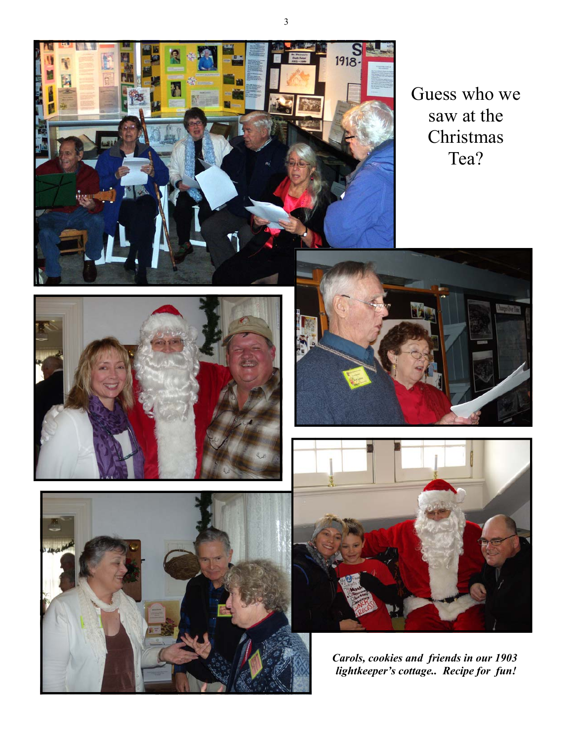Guess who we saw at the Christmas Tea?

*Carols, cookies and friends in our 1903 lightkeeper's cottage.. Recipe for fun!*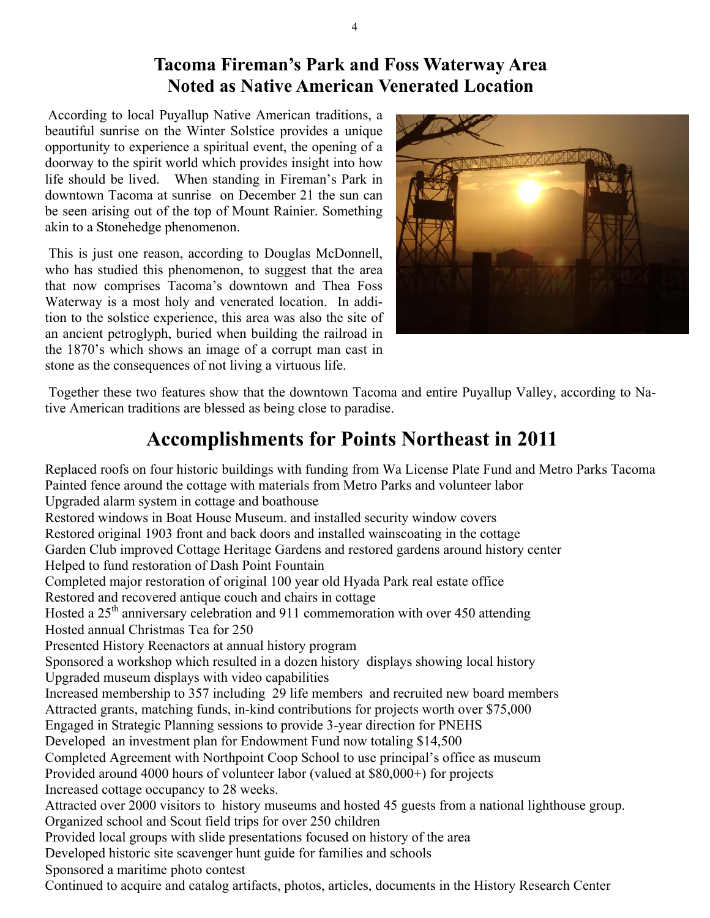## Tacoma Fireman's Park and Foss Waterway Area Noted as Native American Venerated Location

According to local Puyallup Native American traditions, a beautiful sunrise on the Winter Solstice provides a unique opportunity to experience a spiritual event, the opening of a doorway to the spirit world which provides insight into how life should be lived. When standing in Fireman's Park in downtown Tacoma at sunrise on December 21 the sun can be seen arising out of the top of Mount Rainier. Something akin to a Stonehedge phenomenon.

This is just one reason, according to Douglas McDonnell, who has studied this phenomenon, to suggest that the area that now comprises Tacoma's downtown and Thea Foss Waterway is a most holy and venerated location. In addition to the solstice experience, this area was also the site of an ancient petroglyph, buried when building the railroad in the 1870's which shows an image of a corrupt man cast in stone as the consequences of not living a virtuous life.

Together these two features show that the downtown Tacoma and entire Puyallup Valley, according to Native American traditions are blessed as being close to paradise.

## Accomplishments for Points Northeast in 2011

Replaced roofs on four historic buildings with funding from Wa License Plate Fund and Metro Parks Tacoma
Painted fence around the cottage with materials from Metro Parks and volunteer labor
Upgraded alarm system in cottage and boathouse
Restored windows in Boat House Museum. and installed security window covers
Restored original 1903 front and back doors and installed wainscoating in the cottage
Garden Club improved Cottage Heritage Gardens and restored gardens around history center
Helped to fund restoration of Dash Point Fountain
Completed major restoration of original 100 year old Hyada Park real estate office
Restored and recovered antique couch and chairs in cottage
Hosted a 25th anniversary celebration and 911 commemoration with over 450 attending
Hosted annual Christmas Tea for 250
Presented History Reenactors at annual history program
Sponsored a workshop which resulted in a dozen history displays showing local history
Upgraded museum displays with video capabilities
Increased membership to 357 including 29 life members and recruited new board members
Attracted grants, matching funds, in-kind contributions for projects worth over $75,000
Engaged in Strategic Planning sessions to provide 3-year direction for PNEHS
Developed an investment plan for Endowment Fund now totaling $14,500
Completed Agreement with Northpoint Coop School to use principal's office as museum
Provided around 4000 hours of volunteer labor (valued at $80,000+) for projects
Increased cottage occupancy to 28 weeks.
Attracted over 2000 visitors to history museums and hosted 45 guests from a national lighthouse group.
Organized school and Scout field trips for over 250 children
Provided local groups with slide presentations focused on history of the area
Developed historic site scavenger hunt guide for families and schools
Sponsored a maritime photo contest
Continued to acquire and catalog artifacts, photos, articles, documents in the History Research Center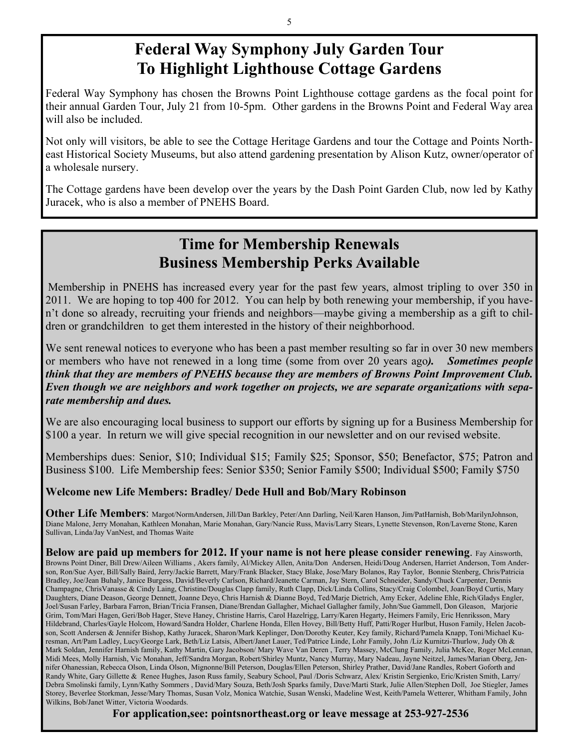# Federal Way Symphony July Garden Tour To Highlight Lighthouse Cottage Gardens

Federal Way Symphony has chosen the Browns Point Lighthouse cottage gardens as the focal point for their annual Garden Tour, July 21 from 10-5pm. Other gardens in the Browns Point and Federal Way area will also be included.

Not only will visitors, be able to see the Cottage Heritage Gardens and tour the Cottage and Points Northeast Historical Society Museums, but also attend gardening presentation by Alison Kutz, owner/operator of a wholesale nursery.

The Cottage gardens have been develop over the years by the Dash Point Garden Club, now led by Kathy Juracek, who is also a member of PNEHS Board.

# Time for Membership Renewals Business Membership Perks Available

Membership in PNEHS has increased every year for the past few years, almost tripling to over 350 in 2011. We are hoping to top 400 for 2012. You can help by both renewing your membership, if you haven't done so already, recruiting your friends and neighbors—maybe giving a membership as a gift to children or grandchildren to get them interested in the history of their neighborhood.

We sent renewal notices to everyone who has been a past member resulting so far in over 30 new members or members who have not renewed in a long time (some from over 20 years ago***).*** ***Sometimes people think that they are members of PNEHS because they are members of Browns Point Improvement Club. Even though we are neighbors and work together on projects, we are separate organizations with separate membership and dues.***

We are also encouraging local business to support our efforts by signing up for a Business Membership for $100 a year. In return we will give special recognition in our newsletter and on our revised website.

Memberships dues: Senior, $10; Individual $15; Family $25; Sponsor, $50; Benefactor, $75; Patron and Business $100. Life Membership fees: Senior $350; Senior Family $500; Individual $500; Family $750

**Welcome new Life Members: Bradley/ Dede Hull and Bob/Mary Robinson**

**Other Life Members**: Margot/NormAndersen, Jill/Dan Barkley, Peter/Ann Darling, Neil/Karen Hanson, Jim/PatHarnish, Bob/MarilynJohnson, Diane Malone, Jerry Monahan, Kathleen Monahan, Marie Monahan, Gary/Nancie Russ, Mavis/Larry Stears, Lynette Stevenson, Ron/Laverne Stone, Karen Sullivan, Linda/Jay VanNest, and Thomas Waite

**Below are paid up members for 2012. If your name is not here please consider renewing**. Fay Ainsworth, Browns Point Diner, Bill Drew/Aileen Williams , Akers family, Al/Mickey Allen, Anita/Don Andersen, Heidi/Doug Andersen, Harriet Anderson, Tom Anderson, Ron/Sue Ayer, Bill/Sally Baird, Jerry/Jackie Barrett, Mary/Frank Blacker, Stacy Blake, Jose/Mary Bolanos, Ray Taylor, Bonnie Stenberg, Chris/Patricia Bradley, Joe/Jean Buhaly, Janice Burgess, David/Beverly Carlson, Richard/Jeanette Carman, Jay Stern, Carol Schneider, Sandy/Chuck Carpenter, Dennis Champagne, ChrisVanasse & Cindy Laing, Christine/Douglas Clapp family, Ruth Clapp, Dick/Linda Collins, Stacy/Craig Colombel, Joan/Boyd Curtis, Mary Daughters, Diane Deason, George Dennett, Joanne Deyo, Chris Harnish & Dianne Boyd, Ted/Marje Dietrich, Amy Ecker, Adeline Ehle, Rich/Gladys Engler, Joel/Susan Farley, Barbara Farron, Brian/Tricia Fransen, Diane/Brendan Gallagher, Michael Gallagher family, John/Sue Gammell, Don Gleason, Marjorie Grim, Tom/Mari Hagen, Geri/Bob Hager, Steve Haney, Christine Harris, Carol Hazelrigg, Larry/Karen Hegarty, Heimers Family, Eric Henriksson, Mary Hildebrand, Charles/Gayle Holcom, Howard/Sandra Holder, Charlene Honda, Ellen Hovey, Bill/Betty Huff, Patti/Roger Hurlbut, Huson Family, Helen Jacobson, Scott Andersen & Jennifer Bishop, Kathy Juracek, Sharon/Mark Keplinger, Don/Dorothy Keuter, Key family, Richard/Pamela Knapp, Toni/Michael Kuresman, Art/Pam Ladley, Lucy/George Lark, Beth/Liz Latsis, Albert/Janet Lauer, Ted/Patrice Linde, Lohr Family, John /Liz Kurnitzi-Thurlow, Judy Oh & Mark Soldan, Jennifer Harnish family, Kathy Martin, Gary Jacobson/ Mary Wave Van Deren , Terry Massey, McClung Family, Julia McKee, Roger McLennan, Midi Mees, Molly Harnish, Vic Monahan, Jeff/Sandra Morgan, Robert/Shirley Muntz, Nancy Murray, Mary Nadeau, Jayne Neitzel, James/Marian Oberg, Jennifer Ohanessian, Rebecca Olson, Linda Olson, Mignonne/Bill Peterson, Douglas/Ellen Peterson, Shirley Prather, David/Jane Randles, Robert Goforth and Randy White, Gary Gillette & Renee Hughes, Jason Russ family, Seabury School, Paul /Doris Schwarz, Alex/ Kristin Sergienko, Eric/Kristen Smith, Larry/ Debra Smolinski family, Lynn/Kathy Sommers , David/Mary Souza, Beth/Josh Sparks family, Dave/Marti Stark, Julie Allen/Stephen Doll, Joe Stiegler, James Storey, Beverlee Storkman, Jesse/Mary Thomas, Susan Volz, Monica Watchie, Susan Wenski, Madeline West, Keith/Pamela Wetterer, Whitham Family, John Wilkins, Bob/Janet Witter, Victoria Woodards.

**For application,see: pointsnortheast.org or leave message at 253-927-2536**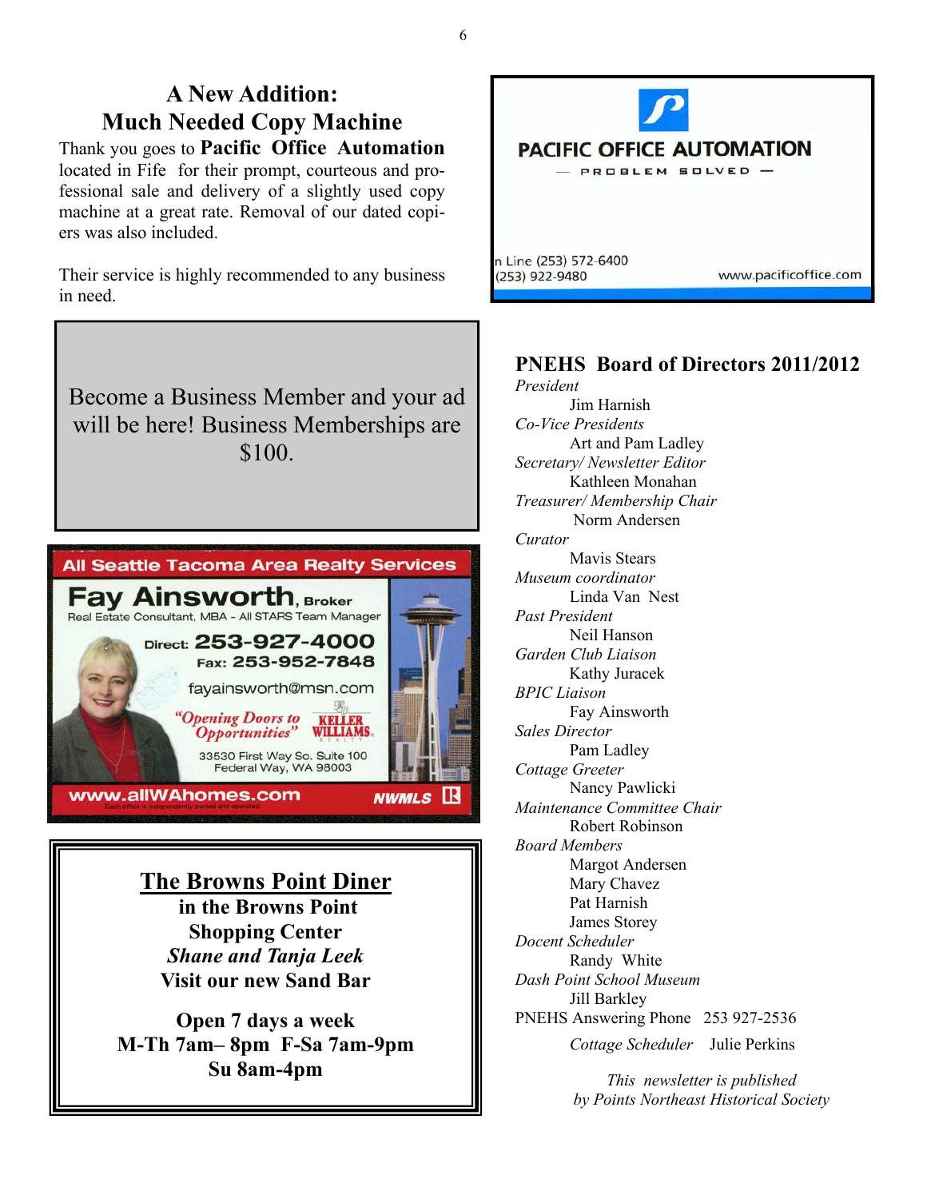## A New Addition: Much Needed Copy Machine

Thank you goes to **Pacific Office Automation** located in Fife for their prompt, courteous and professional sale and delivery of a slightly used copy machine at a great rate. Removal of our dated copiers was also included.

Their service is highly recommended to any business in need.

PACIFIC OFFICE AUTOMATION

— PROBLEM SOLVED —

n Line (253) 572-6400
(253) 922-9480

www.pacificoffice.com

Become a Business Member and your ad will be here! Business Memberships are $100.

All Seattle Tacoma Area Realty Services

**Fay Ainsworth**, Broker
Real Estate Consultant, MBA - All STARS Team Manager

Direct: 253-927-4000
Fax: 253-952-7848
fayainsworth@msn.com

"Opening Doors to Opportunities"

KELLER WILLIAMS REALTY

33530 First Way So. Suite 100
Federal Way, WA 98003

www.allWAhomes.com

NWMLS

Each office is independently owned and operated.

**The Browns Point Diner**
**in the Browns Point Shopping Center**
***Shane and Tanja Leek***
**Visit our new Sand Bar**

**Open 7 days a week**
**M-Th 7am– 8pm F-Sa 7am-9pm**
**Su 8am-4pm**

## PNEHS Board of Directors 2011/2012

*President*
Jim Harnish

*Co-Vice Presidents*
Art and Pam Ladley

*Secretary/ Newsletter Editor*
Kathleen Monahan

*Treasurer/ Membership Chair*
Norm Andersen

*Curator*
Mavis Stears

*Museum coordinator*
Linda Van Nest

*Past President*
Neil Hanson

*Garden Club Liaison*
Kathy Juracek

*BPIC Liaison*
Fay Ainsworth

*Sales Director*
Pam Ladley

*Cottage Greeter*
Nancy Pawlicki

*Maintenance Committee Chair*
Robert Robinson

*Board Members*
Margot Andersen
Mary Chavez
Pat Harnish
James Storey

*Docent Scheduler*
Randy White

*Dash Point School Museum*
Jill Barkley

PNEHS Answering Phone 253 927-2536

*Cottage Scheduler* Julie Perkins

*This newsletter is published by Points Northeast Historical Society*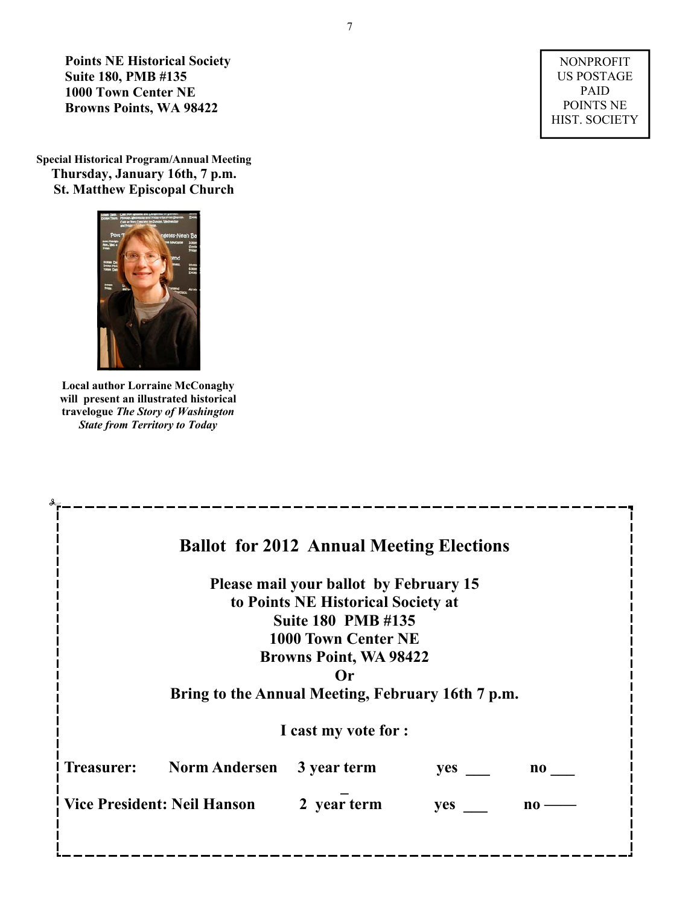**Points NE Historical Society**
**Suite 180, PMB #135**
**1000 Town Center NE**
**Browns Points, WA 98422**

NONPROFIT
US POSTAGE
PAID
POINTS NE
HIST. SOCIETY

**Special Historical Program/Annual Meeting**
**Thursday, January 16th, 7 p.m.**
**St. Matthew Episcopal Church**

**Local author Lorraine McConaghy will present an illustrated historical travelogue *The Story of Washington State from Territory to Today***

---

## Ballot for 2012 Annual Meeting Elections

**Please mail your ballot by February 15**
**to Points NE Historical Society at**
**Suite 180 PMB #135**
**1000 Town Center NE**
**Browns Point, WA 98422**
**Or**
**Bring to the Annual Meeting, February 16th 7 p.m.**

**I cast my vote for :**

**Treasurer: Norm Andersen 3 year term yes ___ no ___**

**Vice President: Neil Hanson 2 year term yes ___ no ___**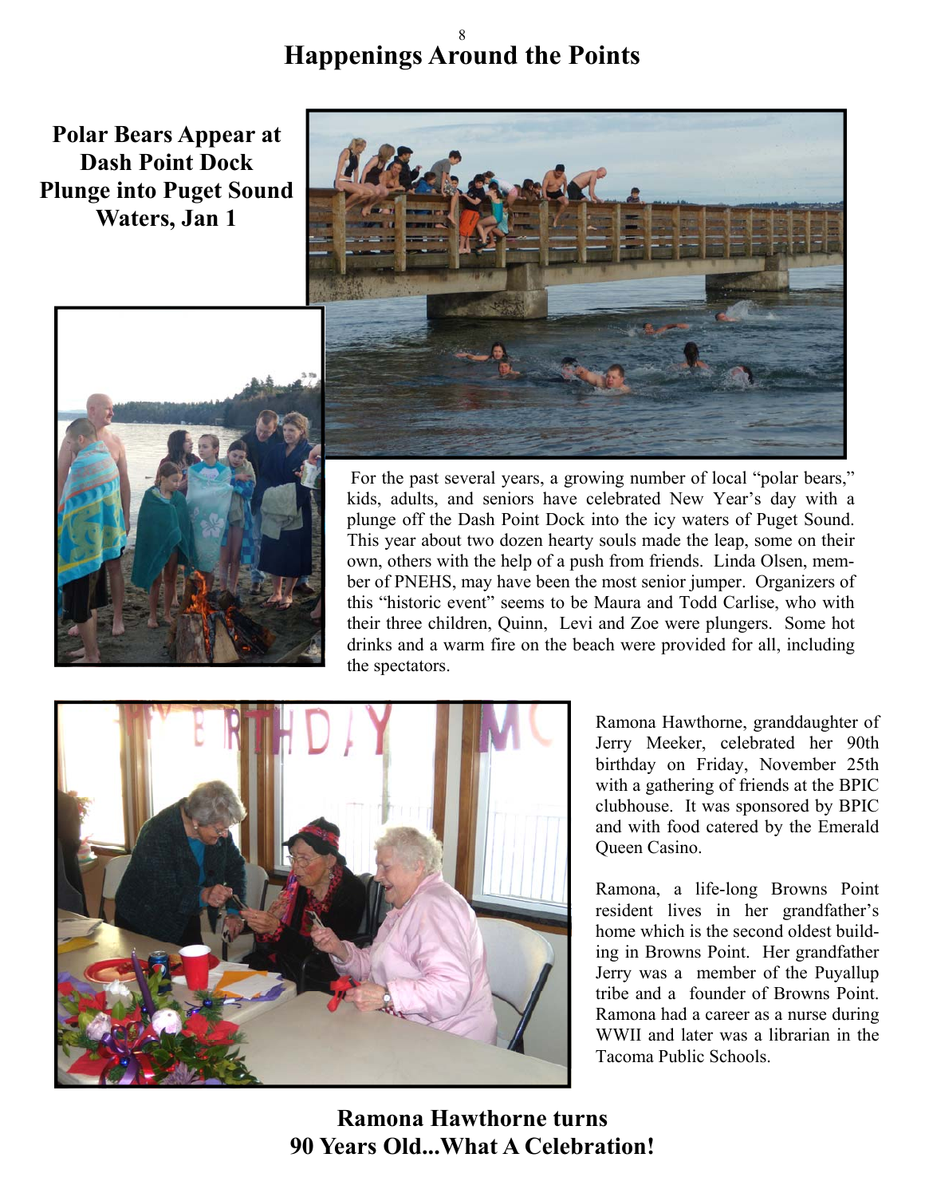# Happenings Around the Points

## Polar Bears Appear at Dash Point Dock Plunge into Puget Sound Waters, Jan 1

For the past several years, a growing number of local "polar bears," kids, adults, and seniors have celebrated New Year's day with a plunge off the Dash Point Dock into the icy waters of Puget Sound. This year about two dozen hearty souls made the leap, some on their own, others with the help of a push from friends. Linda Olsen, member of PNEHS, may have been the most senior jumper. Organizers of this "historic event" seems to be Maura and Todd Carlise, who with their three children, Quinn, Levi and Zoe were plungers. Some hot drinks and a warm fire on the beach were provided for all, including the spectators.

Ramona Hawthorne, granddaughter of Jerry Meeker, celebrated her 90th birthday on Friday, November 25th with a gathering of friends at the BPIC clubhouse. It was sponsored by BPIC and with food catered by the Emerald Queen Casino.

Ramona, a life-long Browns Point resident lives in her grandfather's home which is the second oldest building in Browns Point. Her grandfather Jerry was a member of the Puyallup tribe and a founder of Browns Point. Ramona had a career as a nurse during WWII and later was a librarian in the Tacoma Public Schools.

## Ramona Hawthorne turns 90 Years Old...What A Celebration!